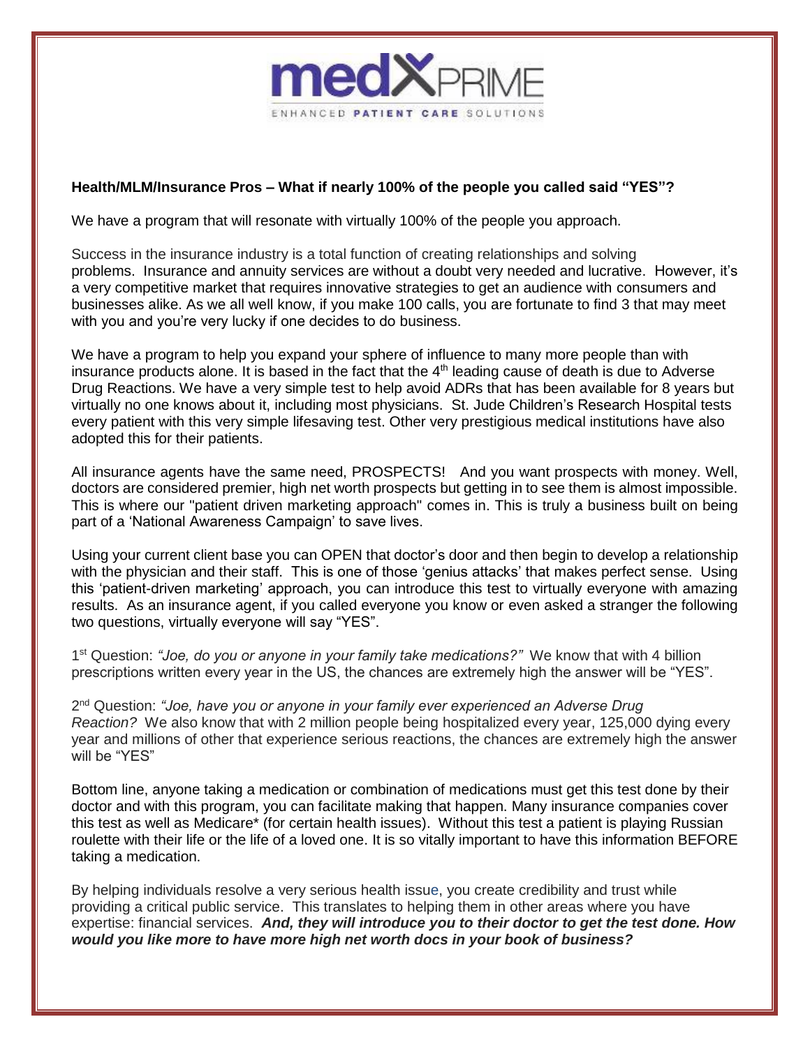**medXPRIME**

ENHANCED **PATIENT CARE** SOLUTIONS

**Health/MLM/Insurance Pros – What if nearly 100% of the people you called said "YES"?**

We have a program that will resonate with virtually 100% of the people you approach.

Success in the insurance industry is a total function of creating relationships and solving problems. Insurance and annuity services are without a doubt very needed and lucrative. However, it's a very competitive market that requires innovative strategies to get an audience with consumers and businesses alike. As we all well know, if you make 100 calls, you are fortunate to find 3 that may meet with you and you're very lucky if one decides to do business.

We have a program to help you expand your sphere of influence to many more people than with insurance products alone. It is based in the fact that the 4th leading cause of death is due to Adverse Drug Reactions. We have a very simple test to help avoid ADRs that has been available for 8 years but virtually no one knows about it, including most physicians. St. Jude Children's Research Hospital tests every patient with this very simple lifesaving test. Other very prestigious medical institutions have also adopted this for their patients.

All insurance agents have the same need, PROSPECTS! And you want prospects with money. Well, doctors are considered premier, high net worth prospects but getting in to see them is almost impossible. This is where our "patient driven marketing approach" comes in. This is truly a business built on being part of a 'National Awareness Campaign' to save lives.

Using your current client base you can OPEN that doctor's door and then begin to develop a relationship with the physician and their staff. This is one of those 'genius attacks' that makes perfect sense. Using this 'patient-driven marketing' approach, you can introduce this test to virtually everyone with amazing results. As an insurance agent, if you called everyone you know or even asked a stranger the following two questions, virtually everyone will say "YES".

1st Question: *"Joe, do you or anyone in your family take medications?"* We know that with 4 billion prescriptions written every year in the US, the chances are extremely high the answer will be "YES".

2nd Question: *"Joe, have you or anyone in your family ever experienced an Adverse Drug Reaction?* We also know that with 2 million people being hospitalized every year, 125,000 dying every year and millions of other that experience serious reactions, the chances are extremely high the answer will be "YES"

Bottom line, anyone taking a medication or combination of medications must get this test done by their doctor and with this program, you can facilitate making that happen. Many insurance companies cover this test as well as Medicare* (for certain health issues). Without this test a patient is playing Russian roulette with their life or the life of a loved one. It is so vitally important to have this information BEFORE taking a medication.

By helping individuals resolve a very serious health issue, you create credibility and trust while providing a critical public service. This translates to helping them in other areas where you have expertise: financial services. ***And, they will introduce you to their doctor to get the test done. How would you like more to have more high net worth docs in your book of business?***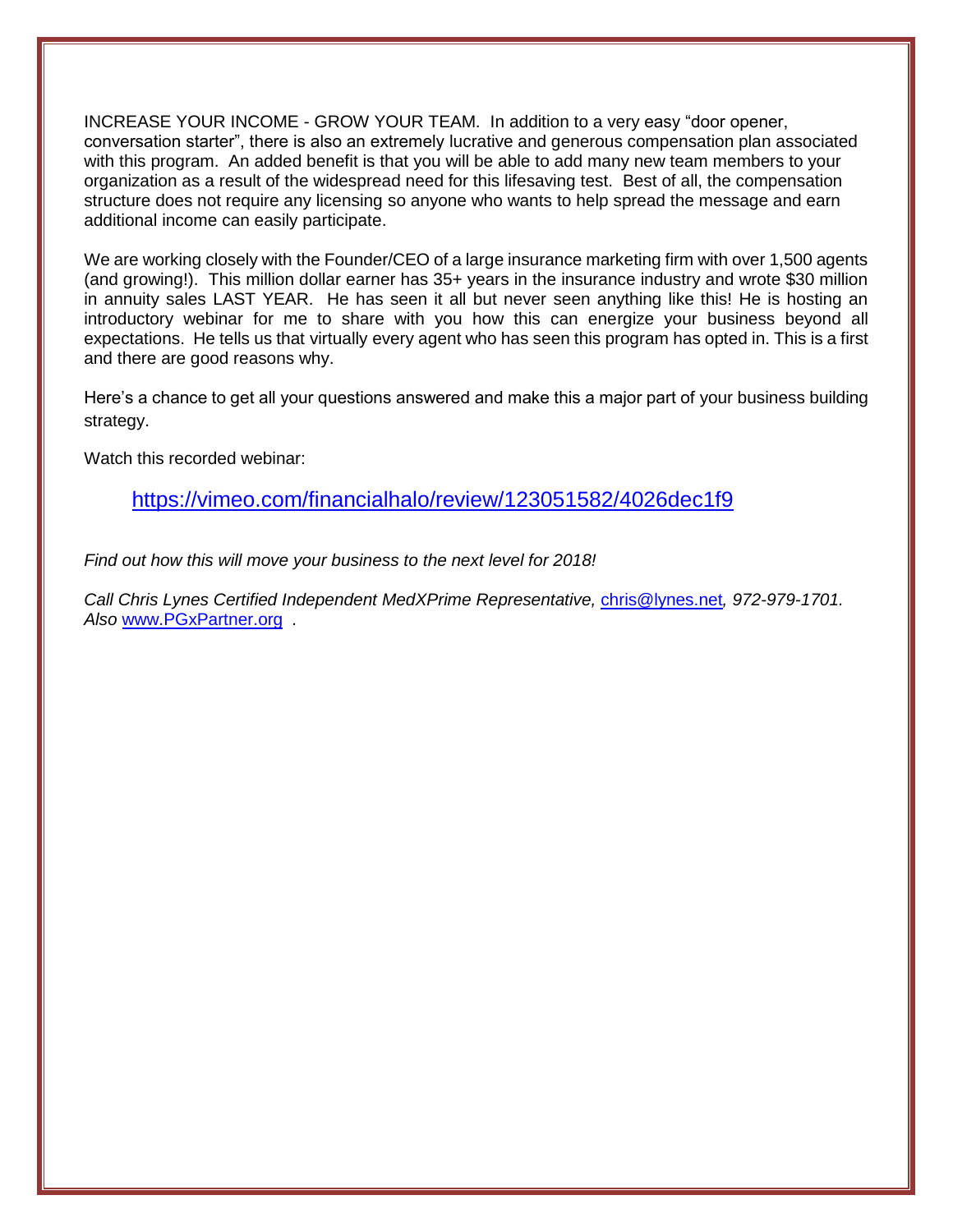INCREASE YOUR INCOME - GROW YOUR TEAM. In addition to a very easy "door opener, conversation starter", there is also an extremely lucrative and generous compensation plan associated with this program. An added benefit is that you will be able to add many new team members to your organization as a result of the widespread need for this lifesaving test. Best of all, the compensation structure does not require any licensing so anyone who wants to help spread the message and earn additional income can easily participate.

We are working closely with the Founder/CEO of a large insurance marketing firm with over 1,500 agents (and growing!). This million dollar earner has 35+ years in the insurance industry and wrote $30 million in annuity sales LAST YEAR. He has seen it all but never seen anything like this! He is hosting an introductory webinar for me to share with you how this can energize your business beyond all expectations. He tells us that virtually every agent who has seen this program has opted in. This is a first and there are good reasons why.

Here's a chance to get all your questions answered and make this a major part of your business building strategy.

Watch this recorded webinar:

https://vimeo.com/financialhalo/review/123051582/4026dec1f9

*Find out how this will move your business to the next level for 2018!*

*Call Chris Lynes Certified Independent MedXPrime Representative,* chris@lynes.net*, 972-979-1701. Also* www.PGxPartner.org *.*